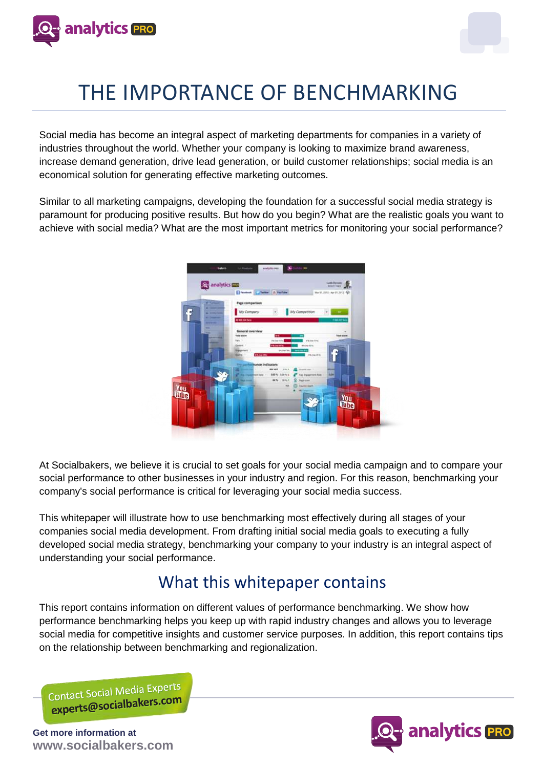# THE IMPORTANCE OF BENCHMARKING

Social media has become an integral aspect of marketing departments for companies in a variety of industries throughout the world. Whether your company is looking to maximize brand awareness, increase demand generation, drive lead generation, or build customer relationships; social media is an economical solution for generating effective marketing outcomes.

Similar to all marketing campaigns, developing the foundation for a successful social media strategy is paramount for producing positive results. But how do you begin? What are the realistic goals you want to achieve with social media? What are the most important metrics for monitoring your social performance?

At Socialbakers, we believe it is crucial to set goals for your social media campaign and to compare your social performance to other businesses in your industry and region. For this reason, benchmarking your company's social performance is critical for leveraging your social media success.

This whitepaper will illustrate how to use benchmarking most effectively during all stages of your companies social media development. From drafting initial social media goals to executing a fully developed social media strategy, benchmarking your company to your industry is an integral aspect of understanding your social performance.

## What this whitepaper contains

This report contains information on different values of performance benchmarking. We show how performance benchmarking helps you keep up with rapid industry changes and allows you to leverage social media for competitive insights and customer service purposes. In addition, this report contains tips on the relationship between benchmarking and regionalization.

Contact Social Media Experts
experts@socialbakers.com

**Get more information at**
**www.socialbakers.com**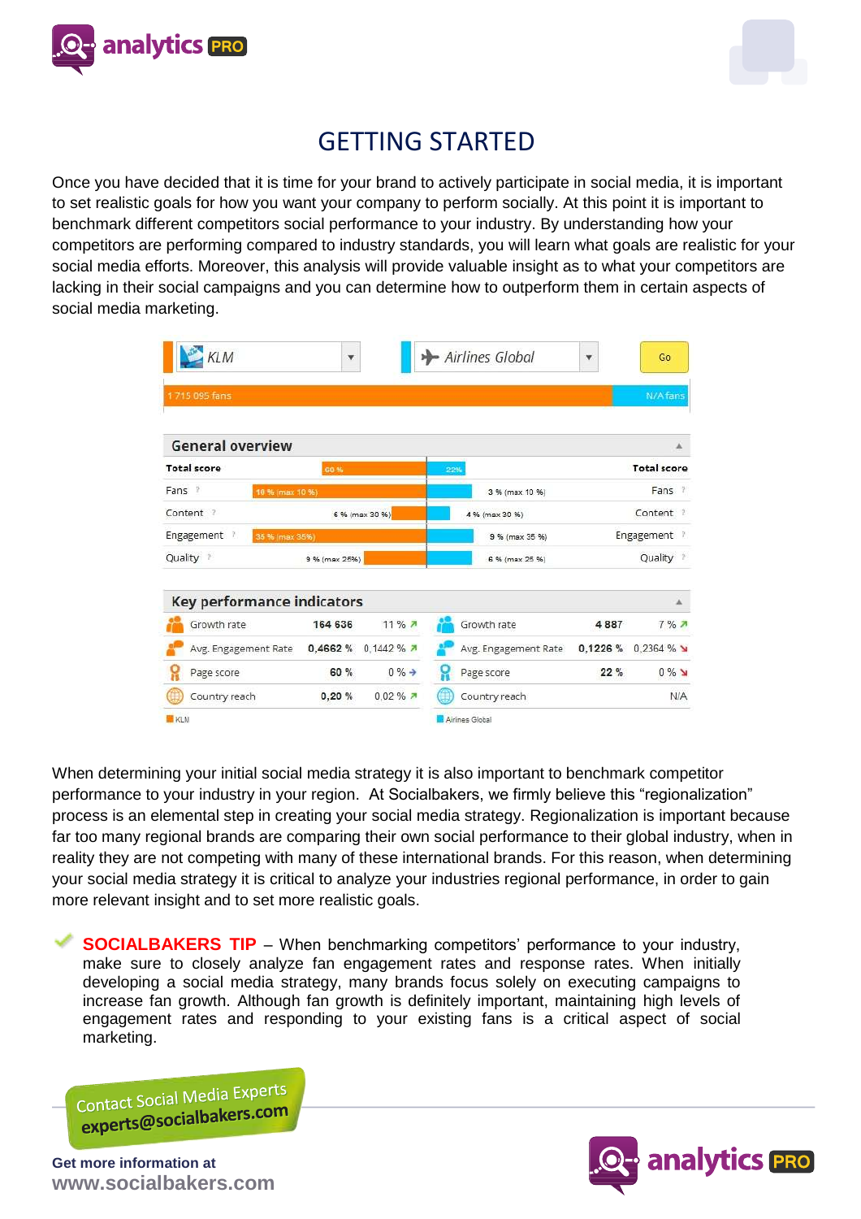# GETTING STARTED

Once you have decided that it is time for your brand to actively participate in social media, it is important to set realistic goals for how you want your company to perform socially. At this point it is important to benchmark different competitors social performance to your industry. By understanding how your competitors are performing compared to industry standards, you will learn what goals are realistic for your social media efforts. Moreover, this analysis will provide valuable insight as to what your competitors are lacking in their social campaigns and you can determine how to outperform them in certain aspects of social media marketing.

KLM | Airlines Global | Go

1 715 095 fans | N/A fans

**General overview**

| KLM | | | Airlines Global | | |
|---|---|---|---|---|---|
| Total score | 60 % | | 22% | | Total score |
| Fans | 10 % (max 10 %) | | | 3 % (max 10 %) | Fans |
| Content | 6 % (max 30 %) | | | 4 % (max 30 %) | Content |
| Engagement | 35 % (max 35%) | | | 9 % (max 35 %) | Engagement |
| Quality | 9 % (max 25%) | | | 6 % (max 25 %) | Quality |

**Key performance indicators**

| KLM | | | Airlines Global | | |
|---|---|---|---|---|---|
| Growth rate | 164 636 | 11 % ↗ | Growth rate | 4 887 | 7 % ↗ |
| Avg. Engagement Rate | 0,4662 % | 0,1442 % ↗ | Avg. Engagement Rate | 0,1226 % | 0,2364 % ↘ |
| Page score | 60 % | 0 % → | Page score | 22 % | 0 % ↘ |
| Country reach | 0,20 % | 0,02 % ↗ | Country reach | | N/A |

When determining your initial social media strategy it is also important to benchmark competitor performance to your industry in your region. At Socialbakers, we firmly believe this "regionalization" process is an elemental step in creating your social media strategy. Regionalization is important because far too many regional brands are comparing their own social performance to their global industry, when in reality they are not competing with many of these international brands. For this reason, when determining your social media strategy it is critical to analyze your industries regional performance, in order to gain more relevant insight and to set more realistic goals.

✔ **SOCIALBAKERS TIP** – When benchmarking competitors' performance to your industry, make sure to closely analyze fan engagement rates and response rates. When initially developing a social media strategy, many brands focus solely on executing campaigns to increase fan growth. Although fan growth is definitely important, maintaining high levels of engagement rates and responding to your existing fans is a critical aspect of social marketing.

Contact Social Media Experts
experts@socialbakers.com

Get more information at
www.socialbakers.com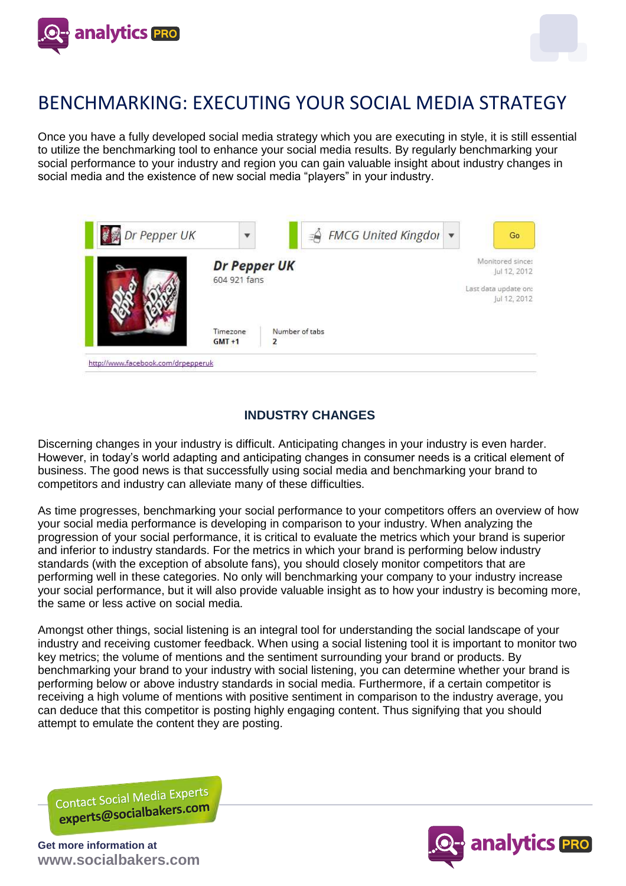# BENCHMARKING: EXECUTING YOUR SOCIAL MEDIA STRATEGY

Once you have a fully developed social media strategy which you are executing in style, it is still essential to utilize the benchmarking tool to enhance your social media results. By regularly benchmarking your social performance to your industry and region you can gain valuable insight about industry changes in social media and the existence of new social media "players" in your industry.

Dr Pepper UK | FMCG United Kingdom | Go

**Dr Pepper UK**
604 921 fans

Monitored since: Jul 12, 2012
Last data update on: Jul 12, 2012

Timezone: GMT +1
Number of tabs: 2

http://www.facebook.com/drpepperuk

## INDUSTRY CHANGES

Discerning changes in your industry is difficult. Anticipating changes in your industry is even harder. However, in today's world adapting and anticipating changes in consumer needs is a critical element of business. The good news is that successfully using social media and benchmarking your brand to competitors and industry can alleviate many of these difficulties.

As time progresses, benchmarking your social performance to your competitors offers an overview of how your social media performance is developing in comparison to your industry. When analyzing the progression of your social performance, it is critical to evaluate the metrics which your brand is superior and inferior to industry standards. For the metrics in which your brand is performing below industry standards (with the exception of absolute fans), you should closely monitor competitors that are performing well in these categories. No only will benchmarking your company to your industry increase your social performance, but it will also provide valuable insight as to how your industry is becoming more, the same or less active on social media.

Amongst other things, social listening is an integral tool for understanding the social landscape of your industry and receiving customer feedback. When using a social listening tool it is important to monitor two key metrics; the volume of mentions and the sentiment surrounding your brand or products. By benchmarking your brand to your industry with social listening, you can determine whether your brand is performing below or above industry standards in social media. Furthermore, if a certain competitor is receiving a high volume of mentions with positive sentiment in comparison to the industry average, you can deduce that this competitor is posting highly engaging content. Thus signifying that you should attempt to emulate the content they are posting.

Contact Social Media Experts
experts@socialbakers.com

Get more information at
www.socialbakers.com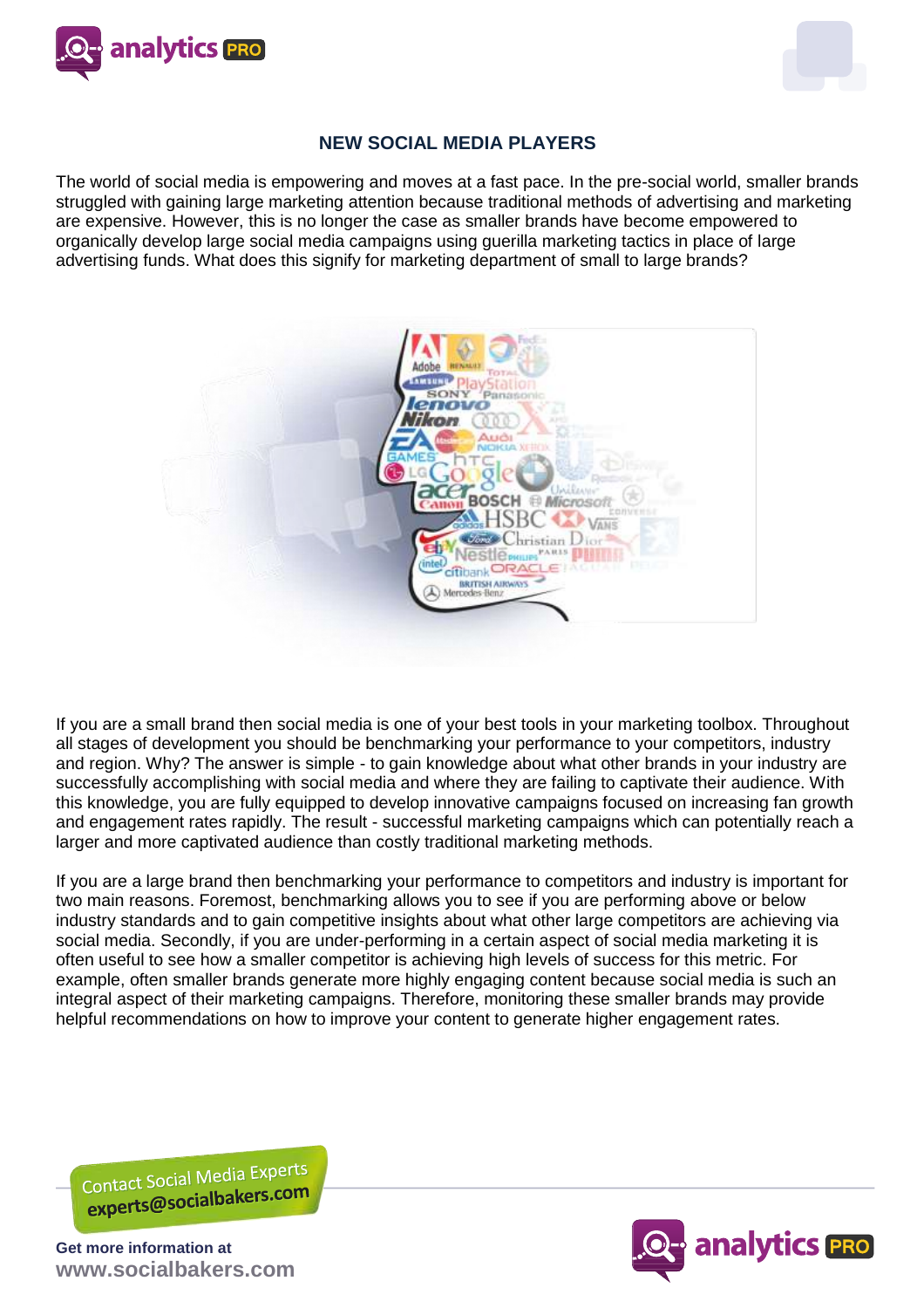## NEW SOCIAL MEDIA PLAYERS

The world of social media is empowering and moves at a fast pace. In the pre-social world, smaller brands struggled with gaining large marketing attention because traditional methods of advertising and marketing are expensive. However, this is no longer the case as smaller brands have become empowered to organically develop large social media campaigns using guerilla marketing tactics in place of large advertising funds. What does this signify for marketing department of small to large brands?

If you are a small brand then social media is one of your best tools in your marketing toolbox. Throughout all stages of development you should be benchmarking your performance to your competitors, industry and region. Why? The answer is simple - to gain knowledge about what other brands in your industry are successfully accomplishing with social media and where they are failing to captivate their audience. With this knowledge, you are fully equipped to develop innovative campaigns focused on increasing fan growth and engagement rates rapidly. The result - successful marketing campaigns which can potentially reach a larger and more captivated audience than costly traditional marketing methods.

If you are a large brand then benchmarking your performance to competitors and industry is important for two main reasons. Foremost, benchmarking allows you to see if you are performing above or below industry standards and to gain competitive insights about what other large competitors are achieving via social media. Secondly, if you are under-performing in a certain aspect of social media marketing it is often useful to see how a smaller competitor is achieving high levels of success for this metric. For example, often smaller brands generate more highly engaging content because social media is such an integral aspect of their marketing campaigns. Therefore, monitoring these smaller brands may provide helpful recommendations on how to improve your content to generate higher engagement rates.

Contact Social Media Experts
experts@socialbakers.com

Get more information at
www.socialbakers.com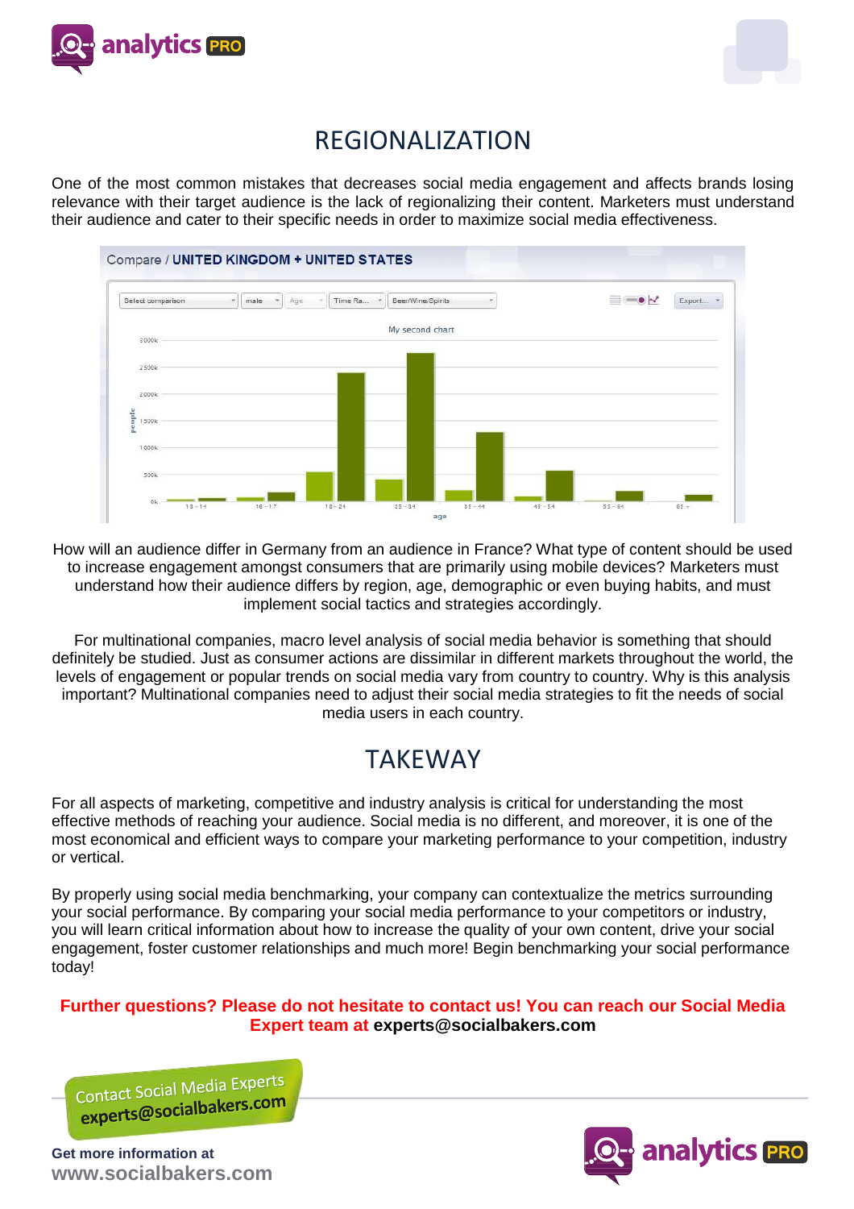# REGIONALIZATION

One of the most common mistakes that decreases social media engagement and affects brands losing relevance with their target audience is the lack of regionalizing their content. Marketers must understand their audience and cater to their specific needs in order to maximize social media effectiveness.

Compare / UNITED KINGDOM + UNITED STATES

Select comparison
male
Age
Time Ra...
Beer/Wine/Spirits
Export...

My second chart

3000k
2500k
2000k
1500k
1000k
500k
0k

people

13 - 14
16 - 17
18 - 24
25 - 34
35 - 44
45 - 54
55 - 64
65 +

age

How will an audience differ in Germany from an audience in France? What type of content should be used to increase engagement amongst consumers that are primarily using mobile devices? Marketers must understand how their audience differs by region, age, demographic or even buying habits, and must implement social tactics and strategies accordingly.

For multinational companies, macro level analysis of social media behavior is something that should definitely be studied. Just as consumer actions are dissimilar in different markets throughout the world, the levels of engagement or popular trends on social media vary from country to country. Why is this analysis important? Multinational companies need to adjust their social media strategies to fit the needs of social media users in each country.

# TAKEWAY

For all aspects of marketing, competitive and industry analysis is critical for understanding the most effective methods of reaching your audience. Social media is no different, and moreover, it is one of the most economical and efficient ways to compare your marketing performance to your competition, industry or vertical.

By properly using social media benchmarking, your company can contextualize the metrics surrounding your social performance. By comparing your social media performance to your competitors or industry, you will learn critical information about how to increase the quality of your own content, drive your social engagement, foster customer relationships and much more! Begin benchmarking your social performance today!

**Further questions? Please do not hesitate to contact us! You can reach our Social Media Expert team at experts@socialbakers.com**

Contact Social Media Experts
experts@socialbakers.com

**Get more information at**
**www.socialbakers.com**